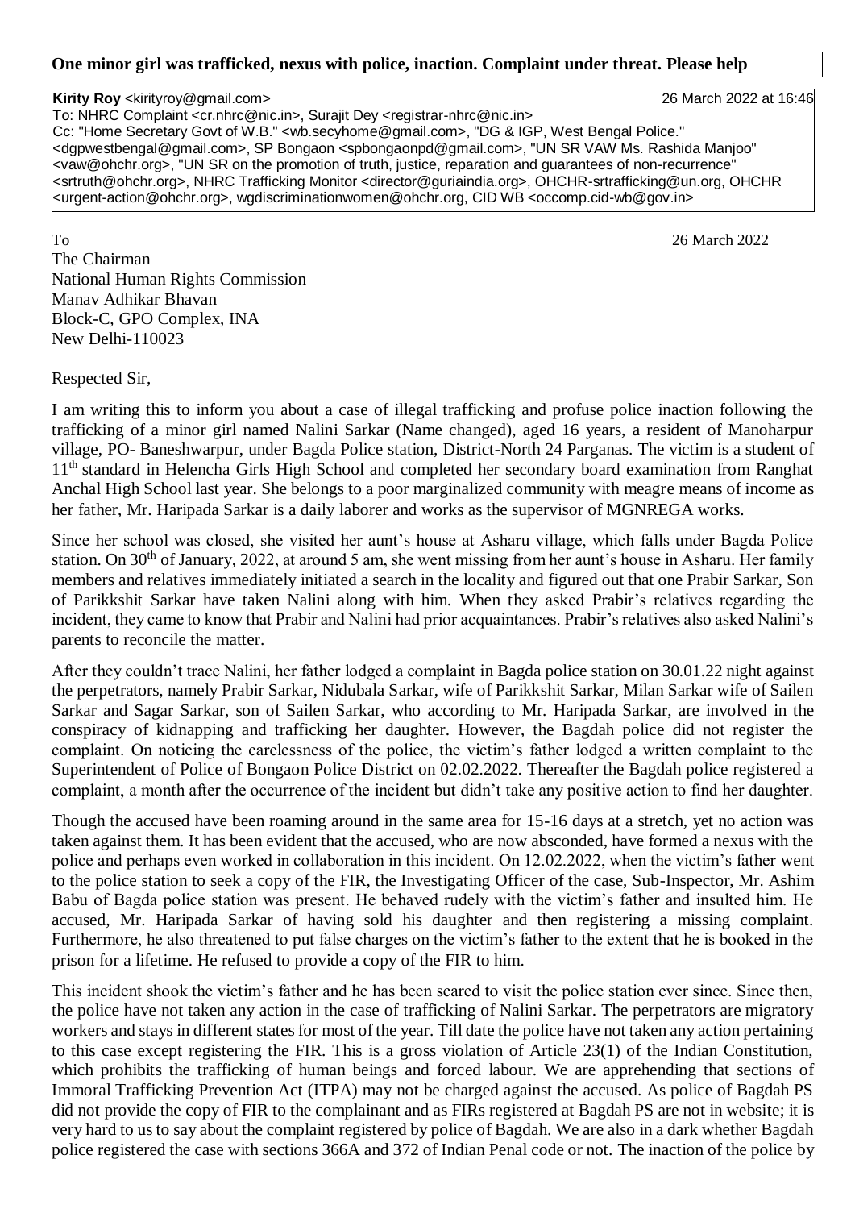**One minor girl was trafficked, nexus with police, inaction. Complaint under threat. Please help**

**Kirity Roy** <kirityroy@gmail.com> 26 March 2022 at 16:46
To: NHRC Complaint <cr.nhrc@nic.in>, Surajit Dey <registrar-nhrc@nic.in>
Cc: "Home Secretary Govt of W.B." <wb.secyhome@gmail.com>, "DG & IGP, West Bengal Police." <dgpwestbengal@gmail.com>, SP Bongaon <spbongaonpd@gmail.com>, "UN SR VAW Ms. Rashida Manjoo" <vaw@ohchr.org>, "UN SR on the promotion of truth, justice, reparation and guarantees of non-recurrence" <srtruth@ohchr.org>, NHRC Trafficking Monitor <director@guriaindia.org>, OHCHR-srtrafficking@un.org, OHCHR <urgent-action@ohchr.org>, wgdiscriminationwomen@ohchr.org, CID WB <occomp.cid-wb@gov.in>

To 26 March 2022

The Chairman
National Human Rights Commission
Manav Adhikar Bhavan
Block-C, GPO Complex, INA
New Delhi-110023

Respected Sir,

I am writing this to inform you about a case of illegal trafficking and profuse police inaction following the trafficking of a minor girl named Nalini Sarkar (Name changed), aged 16 years, a resident of Manoharpur village, PO- Baneshwarpur, under Bagda Police station, District-North 24 Parganas. The victim is a student of 11th standard in Helencha Girls High School and completed her secondary board examination from Ranghat Anchal High School last year. She belongs to a poor marginalized community with meagre means of income as her father, Mr. Haripada Sarkar is a daily laborer and works as the supervisor of MGNREGA works.

Since her school was closed, she visited her aunt's house at Asharu village, which falls under Bagda Police station. On 30th of January, 2022, at around 5 am, she went missing from her aunt's house in Asharu. Her family members and relatives immediately initiated a search in the locality and figured out that one Prabir Sarkar, Son of Parikkshit Sarkar have taken Nalini along with him. When they asked Prabir's relatives regarding the incident, they came to know that Prabir and Nalini had prior acquaintances. Prabir's relatives also asked Nalini's parents to reconcile the matter.

After they couldn't trace Nalini, her father lodged a complaint in Bagda police station on 30.01.22 night against the perpetrators, namely Prabir Sarkar, Nidubala Sarkar, wife of Parikkshit Sarkar, Milan Sarkar wife of Sailen Sarkar and Sagar Sarkar, son of Sailen Sarkar, who according to Mr. Haripada Sarkar, are involved in the conspiracy of kidnapping and trafficking her daughter. However, the Bagdah police did not register the complaint. On noticing the carelessness of the police, the victim's father lodged a written complaint to the Superintendent of Police of Bongaon Police District on 02.02.2022. Thereafter the Bagdah police registered a complaint, a month after the occurrence of the incident but didn't take any positive action to find her daughter.

Though the accused have been roaming around in the same area for 15-16 days at a stretch, yet no action was taken against them. It has been evident that the accused, who are now absconded, have formed a nexus with the police and perhaps even worked in collaboration in this incident. On 12.02.2022, when the victim's father went to the police station to seek a copy of the FIR, the Investigating Officer of the case, Sub-Inspector, Mr. Ashim Babu of Bagda police station was present. He behaved rudely with the victim's father and insulted him. He accused, Mr. Haripada Sarkar of having sold his daughter and then registering a missing complaint. Furthermore, he also threatened to put false charges on the victim's father to the extent that he is booked in the prison for a lifetime. He refused to provide a copy of the FIR to him.

This incident shook the victim's father and he has been scared to visit the police station ever since. Since then, the police have not taken any action in the case of trafficking of Nalini Sarkar. The perpetrators are migratory workers and stays in different states for most of the year. Till date the police have not taken any action pertaining to this case except registering the FIR. This is a gross violation of Article 23(1) of the Indian Constitution, which prohibits the trafficking of human beings and forced labour. We are apprehending that sections of Immoral Trafficking Prevention Act (ITPA) may not be charged against the accused. As police of Bagdah PS did not provide the copy of FIR to the complainant and as FIRs registered at Bagdah PS are not in website; it is very hard to us to say about the complaint registered by police of Bagdah. We are also in a dark whether Bagdah police registered the case with sections 366A and 372 of Indian Penal code or not. The inaction of the police by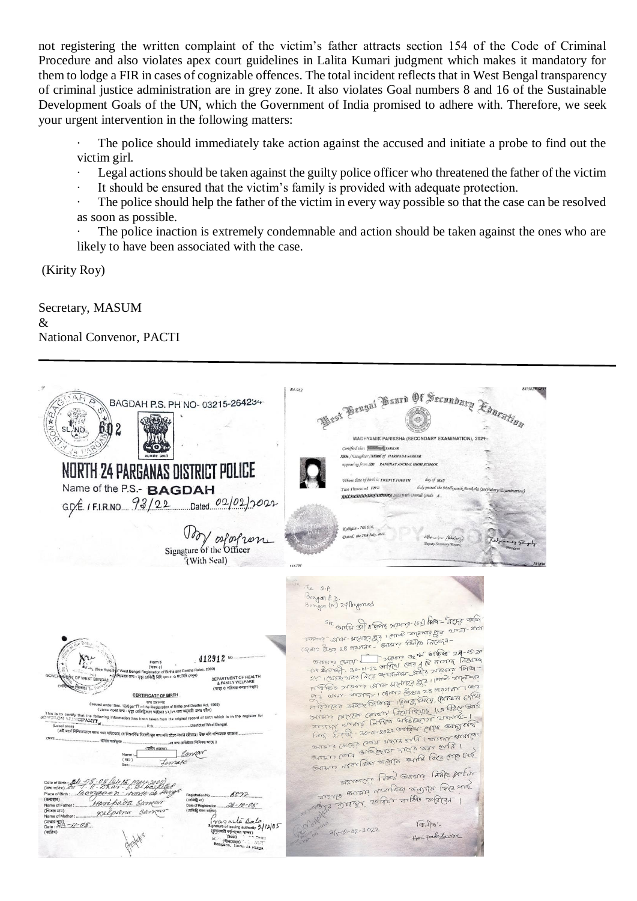not registering the written complaint of the victim's father attracts section 154 of the Code of Criminal Procedure and also violates apex court guidelines in Lalita Kumari judgment which makes it mandatory for them to lodge a FIR in cases of cognizable offences. The total incident reflects that in West Bengal transparency of criminal justice administration are in grey zone. It also violates Goal numbers 8 and 16 of the Sustainable Development Goals of the UN, which the Government of India promised to adhere with. Therefore, we seek your urgent intervention in the following matters:

- The police should immediately take action against the accused and initiate a probe to find out the victim girl.
- Legal actions should be taken against the guilty police officer who threatened the father of the victim
- It should be ensured that the victim's family is provided with adequate protection.
- The police should help the father of the victim in every way possible so that the case can be resolved as soon as possible.
- The police inaction is extremely condemnable and action should be taken against the ones who are likely to have been associated with the case.

(Kirity Roy)

Secretary, MASUM
&
National Convenor, PACTI

---

BAGDAH P.S. PH NO- 03215-264234

SL. NO. 602

NORTH 24 PARGANAS DISTRICT POLICE

Name of the P.S.- BAGDAH

G.D.E. / F.I.R.NO. 93/22 Dated 02/02/2022

Signature of the Officer (With Seal)

West Bengal Board Of Secondary Education

MADHYAMIK PARIKSHA (SECONDARY EXAMINATION), 2021

CERTIFICATE OF BIRTH

DEPARTMENT OF HEALTH & FAMILY WELFARE

Name of Father: Haripada Sarkar

Name of Mother: Kalpana Sarkar

Sex: Female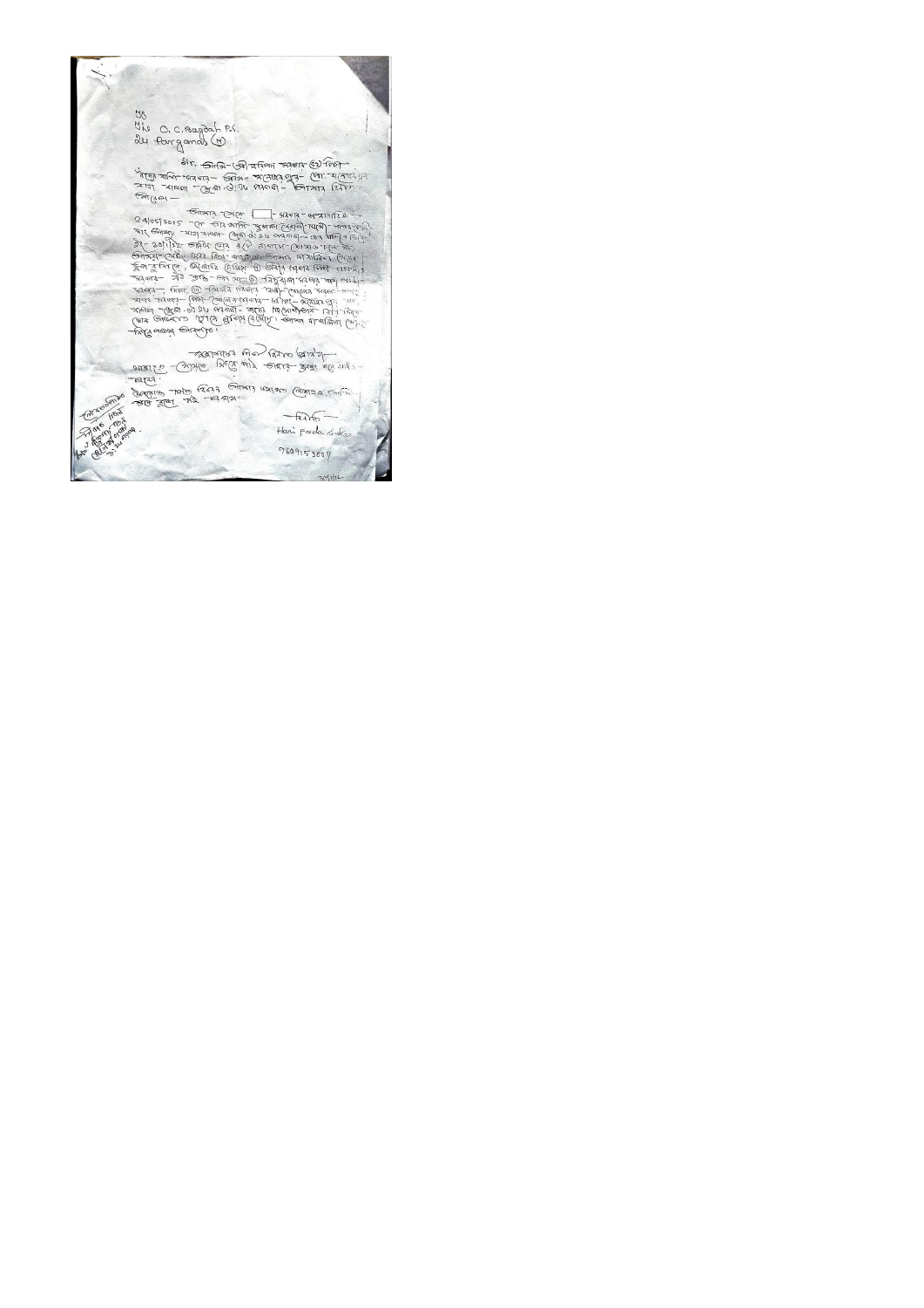To
The O.C. Bagdah P.S.
24 Parganas (N)

Hari Pada

7609153037